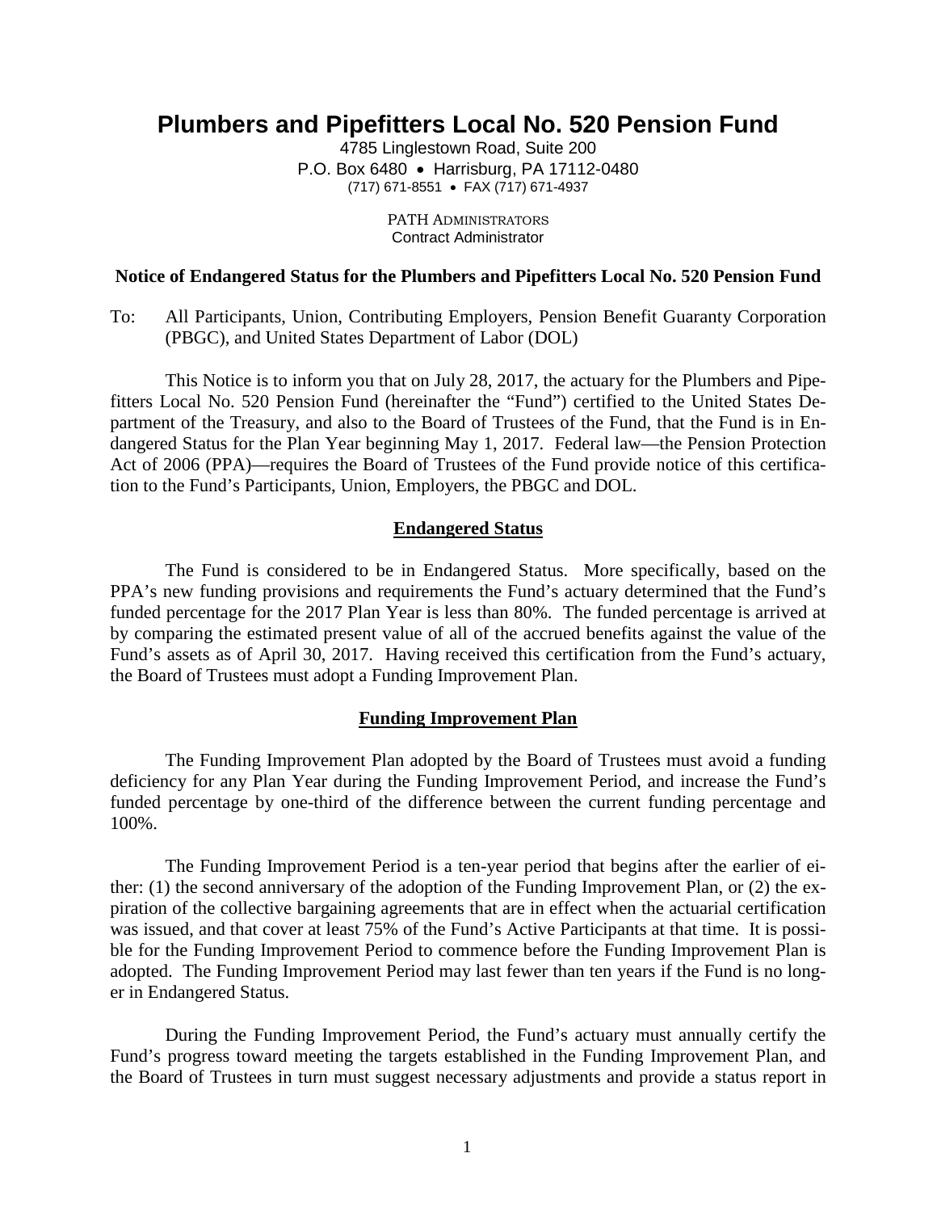# Plumbers and Pipefitters Local No. 520 Pension Fund

4785 Linglestown Road, Suite 200
P.O. Box 6480 • Harrisburg, PA 17112-0480
(717) 671-8551 • FAX (717) 671-4937

PATH ADMINISTRATORS
Contract Administrator

**Notice of Endangered Status for the Plumbers and Pipefitters Local No. 520 Pension Fund**

To: All Participants, Union, Contributing Employers, Pension Benefit Guaranty Corporation (PBGC), and United States Department of Labor (DOL)

This Notice is to inform you that on July 28, 2017, the actuary for the Plumbers and Pipefitters Local No. 520 Pension Fund (hereinafter the "Fund") certified to the United States Department of the Treasury, and also to the Board of Trustees of the Fund, that the Fund is in Endangered Status for the Plan Year beginning May 1, 2017. Federal law—the Pension Protection Act of 2006 (PPA)—requires the Board of Trustees of the Fund provide notice of this certification to the Fund's Participants, Union, Employers, the PBGC and DOL.

## Endangered Status

The Fund is considered to be in Endangered Status. More specifically, based on the PPA's new funding provisions and requirements the Fund's actuary determined that the Fund's funded percentage for the 2017 Plan Year is less than 80%. The funded percentage is arrived at by comparing the estimated present value of all of the accrued benefits against the value of the Fund's assets as of April 30, 2017. Having received this certification from the Fund's actuary, the Board of Trustees must adopt a Funding Improvement Plan.

## Funding Improvement Plan

The Funding Improvement Plan adopted by the Board of Trustees must avoid a funding deficiency for any Plan Year during the Funding Improvement Period, and increase the Fund's funded percentage by one-third of the difference between the current funding percentage and 100%.

The Funding Improvement Period is a ten-year period that begins after the earlier of either: (1) the second anniversary of the adoption of the Funding Improvement Plan, or (2) the expiration of the collective bargaining agreements that are in effect when the actuarial certification was issued, and that cover at least 75% of the Fund's Active Participants at that time. It is possible for the Funding Improvement Period to commence before the Funding Improvement Plan is adopted. The Funding Improvement Period may last fewer than ten years if the Fund is no longer in Endangered Status.

During the Funding Improvement Period, the Fund's actuary must annually certify the Fund's progress toward meeting the targets established in the Funding Improvement Plan, and the Board of Trustees in turn must suggest necessary adjustments and provide a status report in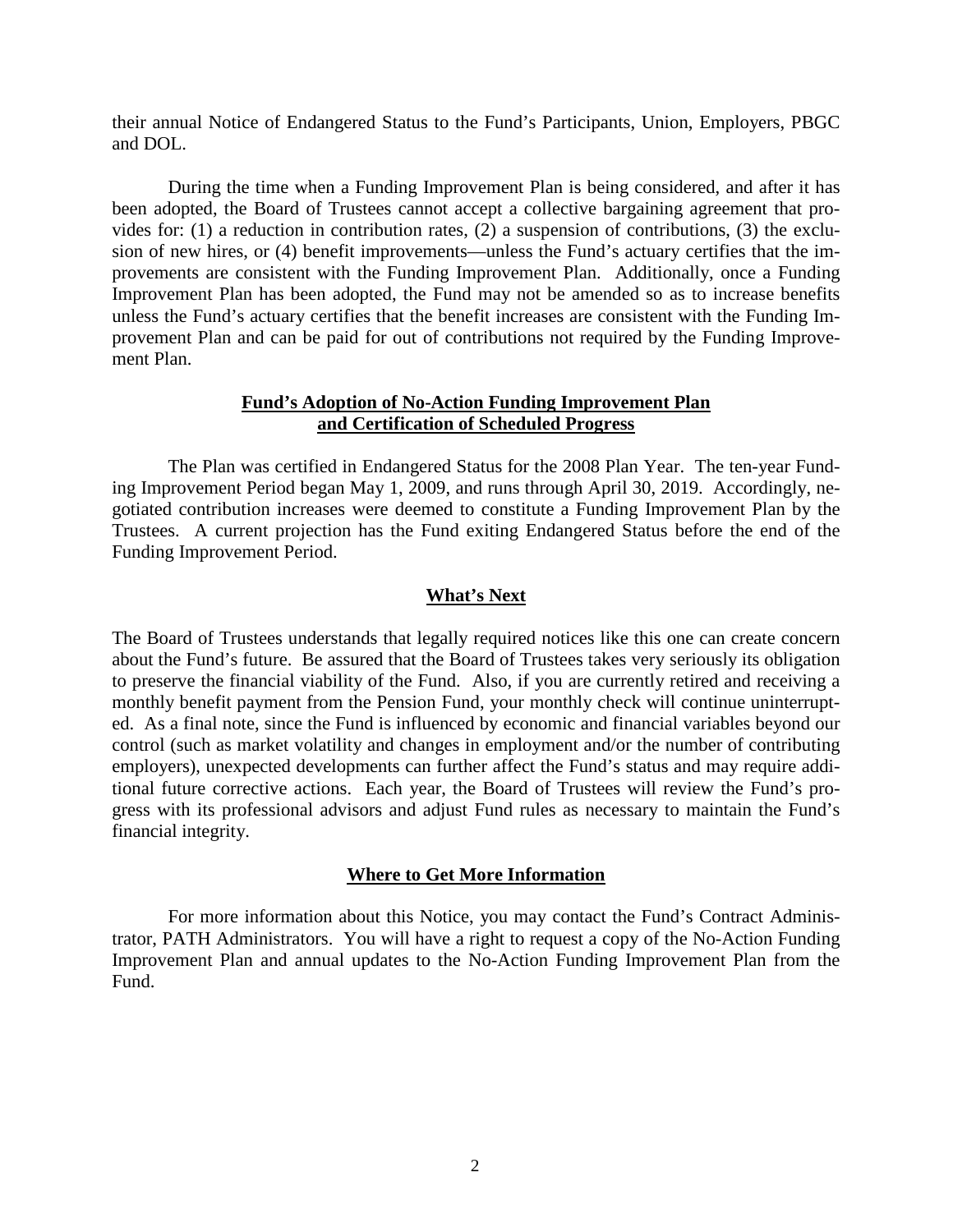their annual Notice of Endangered Status to the Fund's Participants, Union, Employers, PBGC and DOL.

During the time when a Funding Improvement Plan is being considered, and after it has been adopted, the Board of Trustees cannot accept a collective bargaining agreement that provides for: (1) a reduction in contribution rates, (2) a suspension of contributions, (3) the exclusion of new hires, or (4) benefit improvements—unless the Fund's actuary certifies that the improvements are consistent with the Funding Improvement Plan. Additionally, once a Funding Improvement Plan has been adopted, the Fund may not be amended so as to increase benefits unless the Fund's actuary certifies that the benefit increases are consistent with the Funding Improvement Plan and can be paid for out of contributions not required by the Funding Improvement Plan.

**Fund's Adoption of No-Action Funding Improvement Plan and Certification of Scheduled Progress**

The Plan was certified in Endangered Status for the 2008 Plan Year. The ten-year Funding Improvement Period began May 1, 2009, and runs through April 30, 2019. Accordingly, negotiated contribution increases were deemed to constitute a Funding Improvement Plan by the Trustees. A current projection has the Fund exiting Endangered Status before the end of the Funding Improvement Period.

**What's Next**

The Board of Trustees understands that legally required notices like this one can create concern about the Fund's future. Be assured that the Board of Trustees takes very seriously its obligation to preserve the financial viability of the Fund. Also, if you are currently retired and receiving a monthly benefit payment from the Pension Fund, your monthly check will continue uninterrupted. As a final note, since the Fund is influenced by economic and financial variables beyond our control (such as market volatility and changes in employment and/or the number of contributing employers), unexpected developments can further affect the Fund's status and may require additional future corrective actions. Each year, the Board of Trustees will review the Fund's progress with its professional advisors and adjust Fund rules as necessary to maintain the Fund's financial integrity.

**Where to Get More Information**

For more information about this Notice, you may contact the Fund's Contract Administrator, PATH Administrators. You will have a right to request a copy of the No-Action Funding Improvement Plan and annual updates to the No-Action Funding Improvement Plan from the Fund.